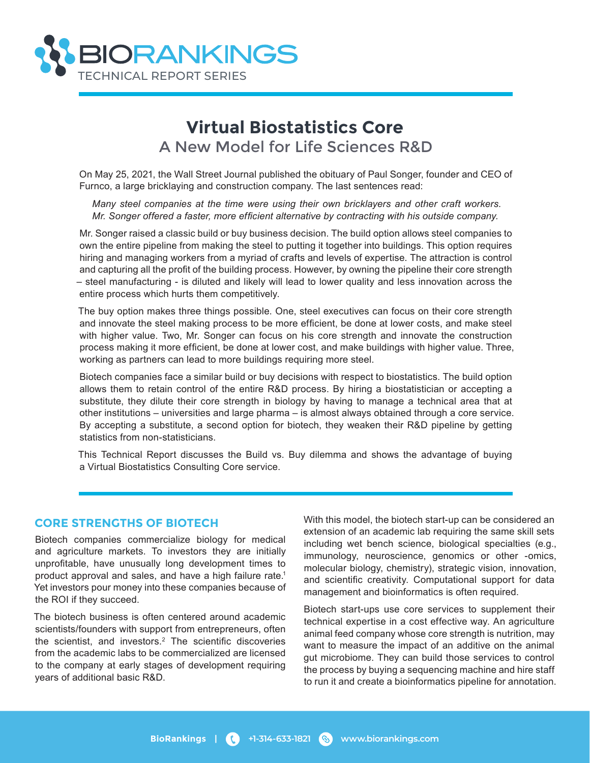# Virtual Biostatistics Core

## A New Model for Life Sciences R&D

On May 25, 2021, the Wall Street Journal published the obituary of Paul Songer, founder and CEO of Furnco, a large bricklaying and construction company. The last sentences read:

> *Many steel companies at the time were using their own bricklayers and other craft workers. Mr. Songer offered a faster, more efficient alternative by contracting with his outside company.*

Mr. Songer raised a classic build or buy business decision. The build option allows steel companies to own the entire pipeline from making the steel to putting it together into buildings. This option requires hiring and managing workers from a myriad of crafts and levels of expertise. The attraction is control and capturing all the profit of the building process. However, by owning the pipeline their core strength – steel manufacturing - is diluted and likely will lead to lower quality and less innovation across the entire process which hurts them competitively.

The buy option makes three things possible. One, steel executives can focus on their core strength and innovate the steel making process to be more efficient, be done at lower costs, and make steel with higher value. Two, Mr. Songer can focus on his core strength and innovate the construction process making it more efficient, be done at lower cost, and make buildings with higher value. Three, working as partners can lead to more buildings requiring more steel.

Biotech companies face a similar build or buy decisions with respect to biostatistics. The build option allows them to retain control of the entire R&D process. By hiring a biostatistician or accepting a substitute, they dilute their core strength in biology by having to manage a technical area that at other institutions – universities and large pharma – is almost always obtained through a core service. By accepting a substitute, a second option for biotech, they weaken their R&D pipeline by getting statistics from non-statisticians.

This Technical Report discusses the Build vs. Buy dilemma and shows the advantage of buying a Virtual Biostatistics Consulting Core service.

## CORE STRENGTHS OF BIOTECH

Biotech companies commercialize biology for medical and agriculture markets. To investors they are initially unprofitable, have unusually long development times to product approval and sales, and have a high failure rate.[1] Yet investors pour money into these companies because of the ROI if they succeed.

The biotech business is often centered around academic scientists/founders with support from entrepreneurs, often the scientist, and investors.[2] The scientific discoveries from the academic labs to be commercialized are licensed to the company at early stages of development requiring years of additional basic R&D.

With this model, the biotech start-up can be considered an extension of an academic lab requiring the same skill sets including wet bench science, biological specialties (e.g., immunology, neuroscience, genomics or other -omics, molecular biology, chemistry), strategic vision, innovation, and scientific creativity. Computational support for data management and bioinformatics is often required.

Biotech start-ups use core services to supplement their technical expertise in a cost effective way. An agriculture animal feed company whose core strength is nutrition, may want to measure the impact of an additive on the animal gut microbiome. They can build those services to control the process by buying a sequencing machine and hire staff to run it and create a bioinformatics pipeline for annotation.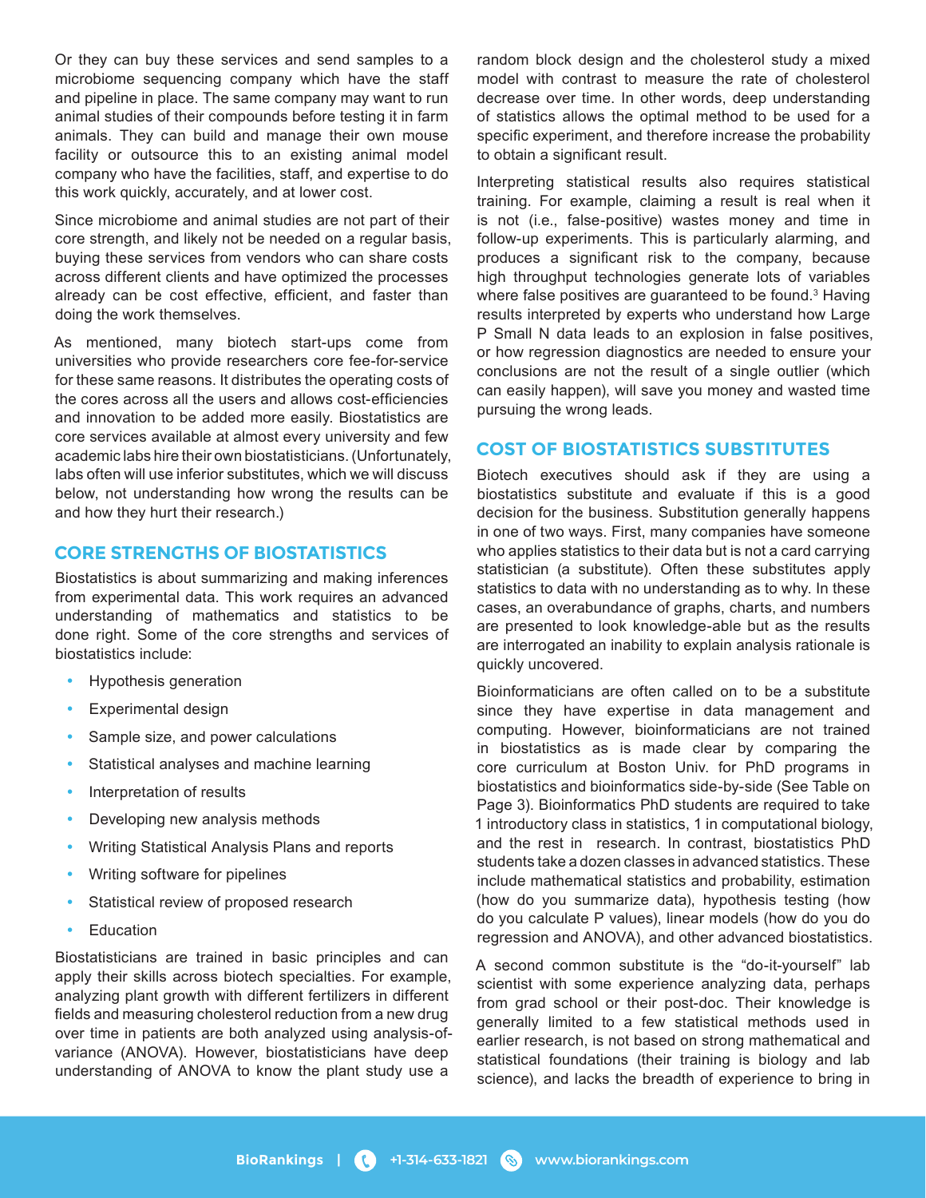Or they can buy these services and send samples to a microbiome sequencing company which have the staff and pipeline in place. The same company may want to run animal studies of their compounds before testing it in farm animals. They can build and manage their own mouse facility or outsource this to an existing animal model company who have the facilities, staff, and expertise to do this work quickly, accurately, and at lower cost.

Since microbiome and animal studies are not part of their core strength, and likely not be needed on a regular basis, buying these services from vendors who can share costs across different clients and have optimized the processes already can be cost effective, efficient, and faster than doing the work themselves.

As mentioned, many biotech start-ups come from universities who provide researchers core fee-for-service for these same reasons. It distributes the operating costs of the cores across all the users and allows cost-efficiencies and innovation to be added more easily. Biostatistics are core services available at almost every university and few academic labs hire their own biostatisticians. (Unfortunately, labs often will use inferior substitutes, which we will discuss below, not understanding how wrong the results can be and how they hurt their research.)

## CORE STRENGTHS OF BIOSTATISTICS

Biostatistics is about summarizing and making inferences from experimental data. This work requires an advanced understanding of mathematics and statistics to be done right. Some of the core strengths and services of biostatistics include:

- Hypothesis generation
- Experimental design
- Sample size, and power calculations
- Statistical analyses and machine learning
- Interpretation of results
- Developing new analysis methods
- Writing Statistical Analysis Plans and reports
- Writing software for pipelines
- Statistical review of proposed research
- Education

Biostatisticians are trained in basic principles and can apply their skills across biotech specialties. For example, analyzing plant growth with different fertilizers in different fields and measuring cholesterol reduction from a new drug over time in patients are both analyzed using analysis-of-variance (ANOVA). However, biostatisticians have deep understanding of ANOVA to know the plant study use a random block design and the cholesterol study a mixed model with contrast to measure the rate of cholesterol decrease over time. In other words, deep understanding of statistics allows the optimal method to be used for a specific experiment, and therefore increase the probability to obtain a significant result.

Interpreting statistical results also requires statistical training. For example, claiming a result is real when it is not (i.e., false-positive) wastes money and time in follow-up experiments. This is particularly alarming, and produces a significant risk to the company, because high throughput technologies generate lots of variables where false positives are guaranteed to be found.[3] Having results interpreted by experts who understand how Large P Small N data leads to an explosion in false positives, or how regression diagnostics are needed to ensure your conclusions are not the result of a single outlier (which can easily happen), will save you money and wasted time pursuing the wrong leads.

## COST OF BIOSTATISTICS SUBSTITUTES

Biotech executives should ask if they are using a biostatistics substitute and evaluate if this is a good decision for the business. Substitution generally happens in one of two ways. First, many companies have someone who applies statistics to their data but is not a card carrying statistician (a substitute). Often these substitutes apply statistics to data with no understanding as to why. In these cases, an overabundance of graphs, charts, and numbers are presented to look knowledge-able but as the results are interrogated an inability to explain analysis rationale is quickly uncovered.

Bioinformaticians are often called on to be a substitute since they have expertise in data management and computing. However, bioinformaticians are not trained in biostatistics as is made clear by comparing the core curriculum at Boston Univ. for PhD programs in biostatistics and bioinformatics side-by-side (See Table on Page 3). Bioinformatics PhD students are required to take 1 introductory class in statistics, 1 in computational biology, and the rest in research. In contrast, biostatistics PhD students take a dozen classes in advanced statistics. These include mathematical statistics and probability, estimation (how do you summarize data), hypothesis testing (how do you calculate P values), linear models (how do you do regression and ANOVA), and other advanced biostatistics.

A second common substitute is the "do-it-yourself" lab scientist with some experience analyzing data, perhaps from grad school or their post-doc. Their knowledge is generally limited to a few statistical methods used in earlier research, is not based on strong mathematical and statistical foundations (their training is biology and lab science), and lacks the breadth of experience to bring in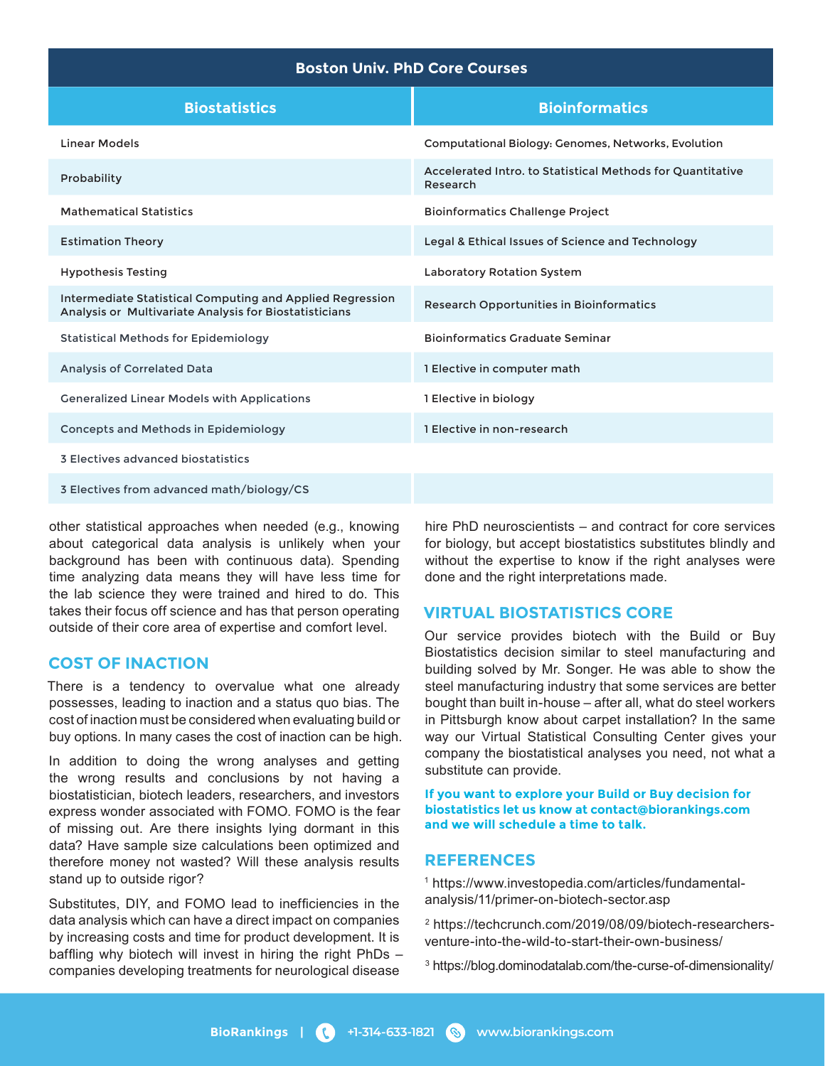| Boston Univ. PhD Core Courses | |
|---|---|
| **Biostatistics** | **Bioinformatics** |
| Linear Models | Computational Biology: Genomes, Networks, Evolution |
| Probability | Accelerated Intro. to Statistical Methods for Quantitative Research |
| Mathematical Statistics | Bioinformatics Challenge Project |
| Estimation Theory | Legal & Ethical Issues of Science and Technology |
| Hypothesis Testing | Laboratory Rotation System |
| Intermediate Statistical Computing and Applied Regression Analysis or Multivariate Analysis for Biostatisticians | Research Opportunities in Bioinformatics |
| Statistical Methods for Epidemiology | Bioinformatics Graduate Seminar |
| Analysis of Correlated Data | 1 Elective in computer math |
| Generalized Linear Models with Applications | 1 Elective in biology |
| Concepts and Methods in Epidemiology | 1 Elective in non-research |
| 3 Electives advanced biostatistics | |
| 3 Electives from advanced math/biology/CS | |

other statistical approaches when needed (e.g., knowing about categorical data analysis is unlikely when your background has been with continuous data). Spending time analyzing data means they will have less time for the lab science they were trained and hired to do. This takes their focus off science and has that person operating outside of their core area of expertise and comfort level.

## COST OF INACTION

There is a tendency to overvalue what one already possesses, leading to inaction and a status quo bias. The cost of inaction must be considered when evaluating build or buy options. In many cases the cost of inaction can be high.

In addition to doing the wrong analyses and getting the wrong results and conclusions by not having a biostatistician, biotech leaders, researchers, and investors express wonder associated with FOMO. FOMO is the fear of missing out. Are there insights lying dormant in this data? Have sample size calculations been optimized and therefore money not wasted? Will these analysis results stand up to outside rigor?

Substitutes, DIY, and FOMO lead to inefficiencies in the data analysis which can have a direct impact on companies by increasing costs and time for product development. It is baffling why biotech will invest in hiring the right PhDs – companies developing treatments for neurological disease hire PhD neuroscientists – and contract for core services for biology, but accept biostatistics substitutes blindly and without the expertise to know if the right analyses were done and the right interpretations made.

## VIRTUAL BIOSTATISTICS CORE

Our service provides biotech with the Build or Buy Biostatistics decision similar to steel manufacturing and building solved by Mr. Songer. He was able to show the steel manufacturing industry that some services are better bought than built in-house – after all, what do steel workers in Pittsburgh know about carpet installation? In the same way our Virtual Statistical Consulting Center gives your company the biostatistical analyses you need, not what a substitute can provide.

**If you want to explore your Build or Buy decision for biostatistics let us know at contact@biorankings.com and we will schedule a time to talk.**

## REFERENCES

[1] https://www.investopedia.com/articles/fundamental-analysis/11/primer-on-biotech-sector.asp

[2] https://techcrunch.com/2019/08/09/biotech-researchers-venture-into-the-wild-to-start-their-own-business/

[3] https://blog.dominodatalab.com/the-curse-of-dimensionality/

BioRankings | +1-314-633-1821 www.biorankings.com